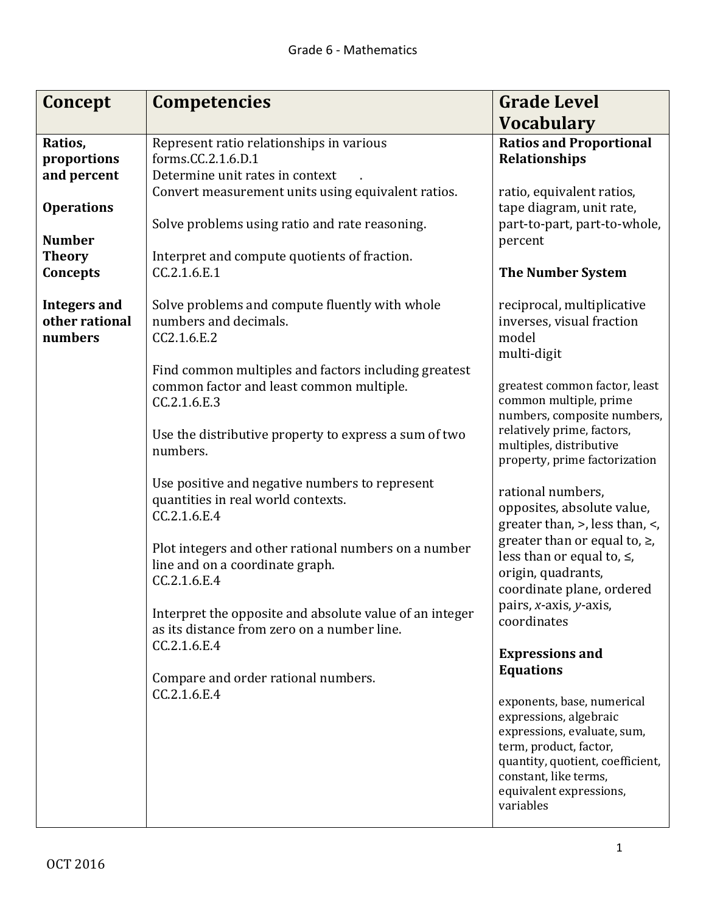# Grade 6 - Mathematics

| Concept | Competencies | Grade Level Vocabulary |
|---|---|---|
| **Ratios, proportions and percent**<br><br>**Operations**<br><br>**Number Theory Concepts**<br><br>**Integers and other rational numbers** | Represent ratio relationships in various forms.CC.2.1.6.D.1<br>Determine unit rates in context .<br>Convert measurement units using equivalent ratios.<br><br>Solve problems using ratio and rate reasoning.<br><br>Interpret and compute quotients of fraction. CC.2.1.6.E.1<br><br>Solve problems and compute fluently with whole numbers and decimals. CC2.1.6.E.2<br><br>Find common multiples and factors including greatest common factor and least common multiple. CC.2.1.6.E.3<br><br>Use the distributive property to express a sum of two numbers.<br><br>Use positive and negative numbers to represent quantities in real world contexts. CC.2.1.6.E.4<br><br>Plot integers and other rational numbers on a number line and on a coordinate graph. CC.2.1.6.E.4<br><br>Interpret the opposite and absolute value of an integer as its distance from zero on a number line. CC.2.1.6.E.4<br><br>Compare and order rational numbers. CC.2.1.6.E.4 | **Ratios and Proportional Relationships**<br><br>ratio, equivalent ratios, tape diagram, unit rate, part-to-part, part-to-whole, percent<br><br>**The Number System**<br><br>reciprocal, multiplicative inverses, visual fraction model<br>multi-digit<br><br>greatest common factor, least common multiple, prime numbers, composite numbers, relatively prime, factors, multiples, distributive property, prime factorization<br><br>rational numbers, opposites, absolute value, greater than, >, less than, <, greater than or equal to, ≥, less than or equal to, ≤, origin, quadrants, coordinate plane, ordered pairs, *x*-axis, *y*-axis, coordinates<br><br>**Expressions and Equations**<br><br>exponents, base, numerical expressions, algebraic expressions, evaluate, sum, term, product, factor, quantity, quotient, coefficient, constant, like terms, equivalent expressions, variables |

OCT 2016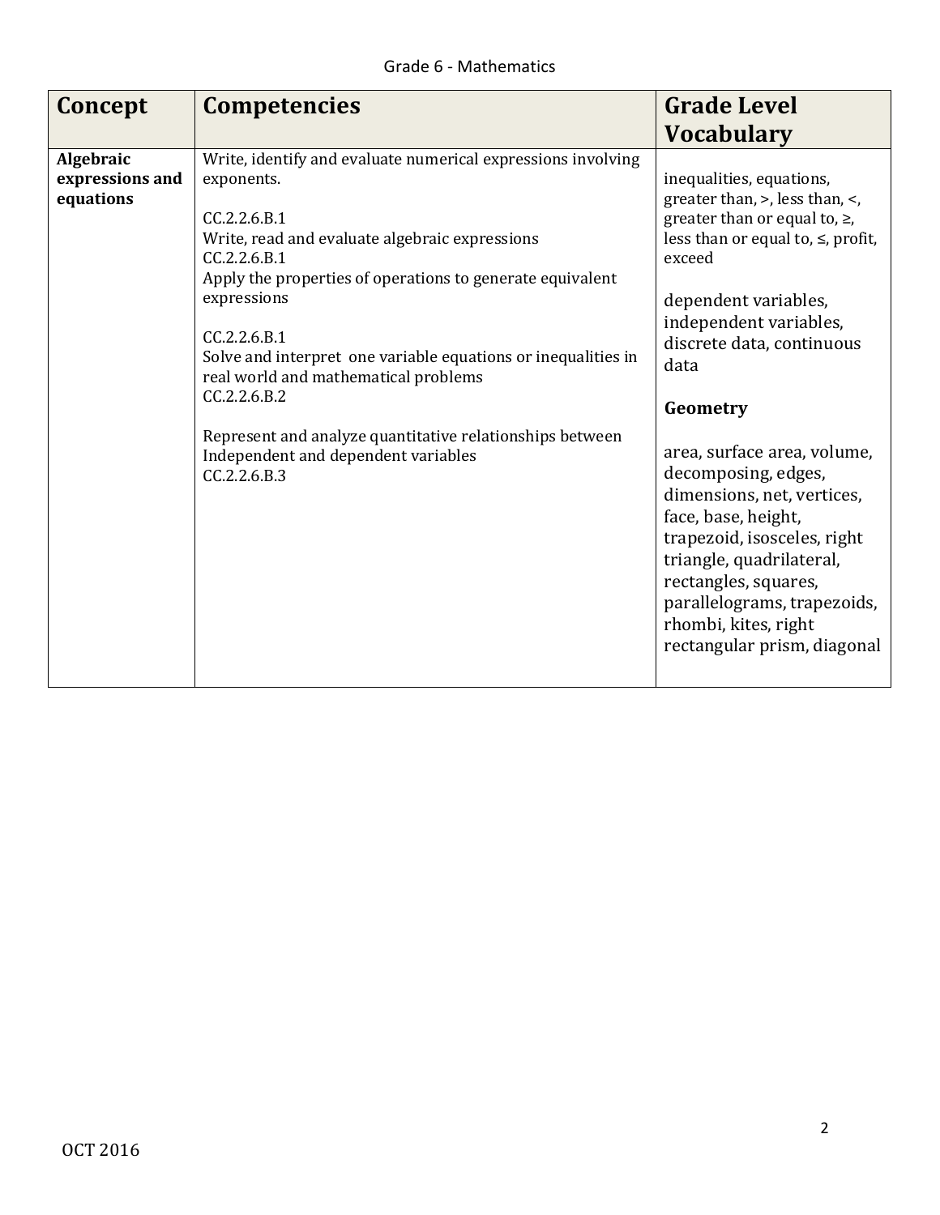Grade 6 - Mathematics

| Concept | Competencies | Grade Level Vocabulary |
| --- | --- | --- |
| **Algebraic expressions and equations** | Write, identify and evaluate numerical expressions involving exponents.<br><br>CC.2.2.6.B.1<br>Write, read and evaluate algebraic expressions<br>CC.2.2.6.B.1<br>Apply the properties of operations to generate equivalent expressions<br><br>CC.2.2.6.B.1<br>Solve and interpret one variable equations or inequalities in real world and mathematical problems<br>CC.2.2.6.B.2<br><br>Represent and analyze quantitative relationships between Independent and dependent variables<br>CC.2.2.6.B.3 | inequalities, equations, greater than, >, less than, <, greater than or equal to, ≥, less than or equal to, ≤, profit, exceed<br><br>dependent variables, independent variables, discrete data, continuous data<br><br>**Geometry**<br><br>area, surface area, volume, decomposing, edges, dimensions, net, vertices, face, base, height, trapezoid, isosceles, right triangle, quadrilateral, rectangles, squares, parallelograms, trapezoids, rhombi, kites, right rectangular prism, diagonal |

OCT 2016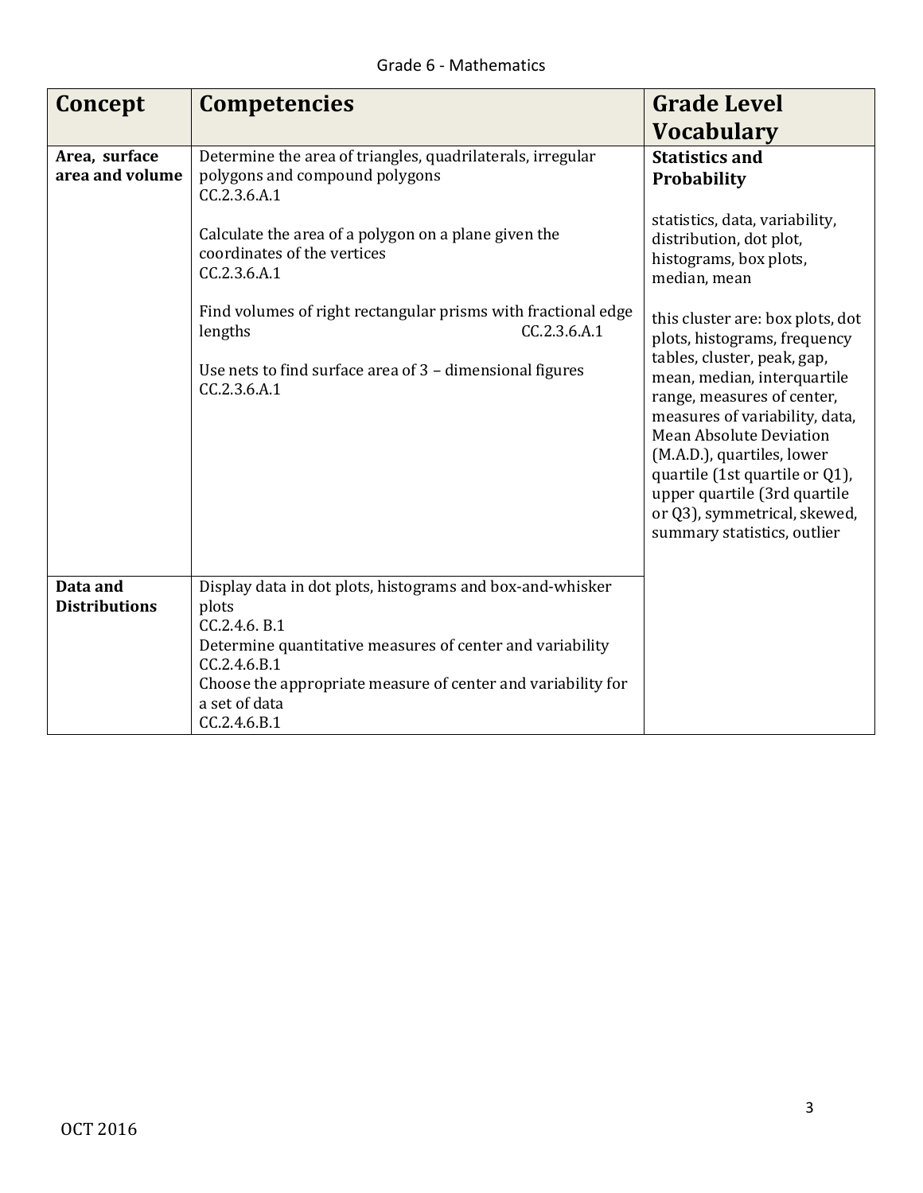Grade 6 - Mathematics

| Concept | Competencies | Grade Level Vocabulary |
|---|---|---|
| **Area, surface area and volume** | Determine the area of triangles, quadrilaterals, irregular polygons and compound polygons<br>CC.2.3.6.A.1<br><br>Calculate the area of a polygon on a plane given the coordinates of the vertices<br>CC.2.3.6.A.1<br><br>Find volumes of right rectangular prisms with fractional edge lengths CC.2.3.6.A.1<br><br>Use nets to find surface area of 3 – dimensional figures<br>CC.2.3.6.A.1 | **Statistics and Probability**<br><br>statistics, data, variability, distribution, dot plot, histograms, box plots, median, mean<br><br>this cluster are: box plots, dot plots, histograms, frequency tables, cluster, peak, gap, mean, median, interquartile range, measures of center, measures of variability, data, Mean Absolute Deviation (M.A.D.), quartiles, lower quartile (1st quartile or Q1), upper quartile (3rd quartile or Q3), symmetrical, skewed, summary statistics, outlier |
| **Data and Distributions** | Display data in dot plots, histograms and box-and-whisker plots<br>CC.2.4.6. B.1<br>Determine quantitative measures of center and variability<br>CC.2.4.6.B.1<br>Choose the appropriate measure of center and variability for a set of data<br>CC.2.4.6.B.1 | |

OCT 2016